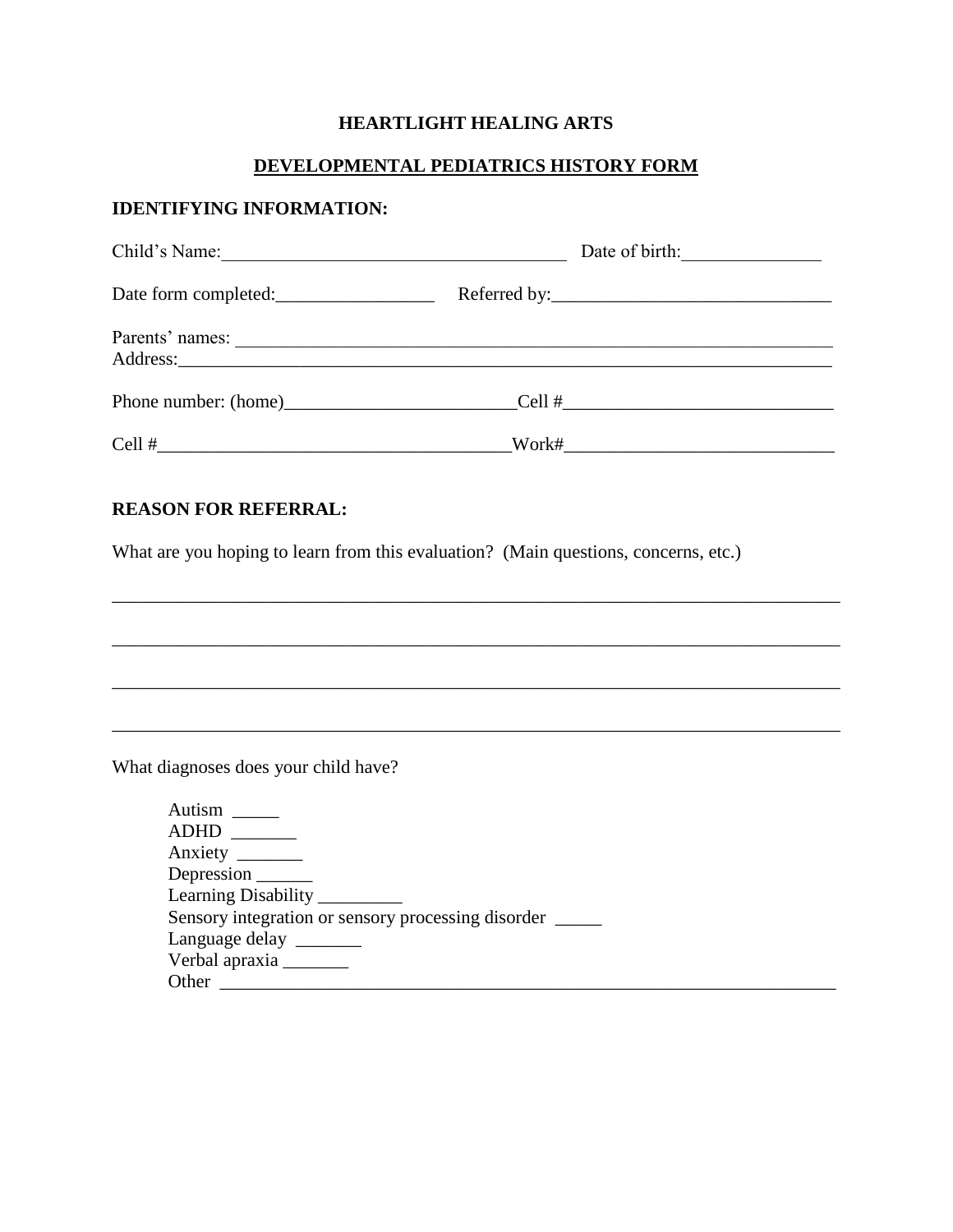# HEARTLIGHT HEALING ARTS

## DEVELOPMENTAL PEDIATRICS HISTORY FORM

### IDENTIFYING INFORMATION:

Child's Name:____________________________________ Date of birth:_______________

Date form completed:_________________ Referred by:______________________________

Parents' names: ____________________________________________________________
Address:_________________________________________________________________

Phone number: (home)_________________________Cell #_____________________________

Cell #_____________________________________Work#_____________________________

### REASON FOR REFERRAL:

What are you hoping to learn from this evaluation? (Main questions, concerns, etc.)

_______________________________________________________________________________

_______________________________________________________________________________

_______________________________________________________________________________

_______________________________________________________________________________

What diagnoses does your child have?

Autism _____
ADHD _______
Anxiety _______
Depression ______
Learning Disability _________
Sensory integration or sensory processing disorder _____
Language delay _______
Verbal apraxia _______
Other ____________________________________________________________________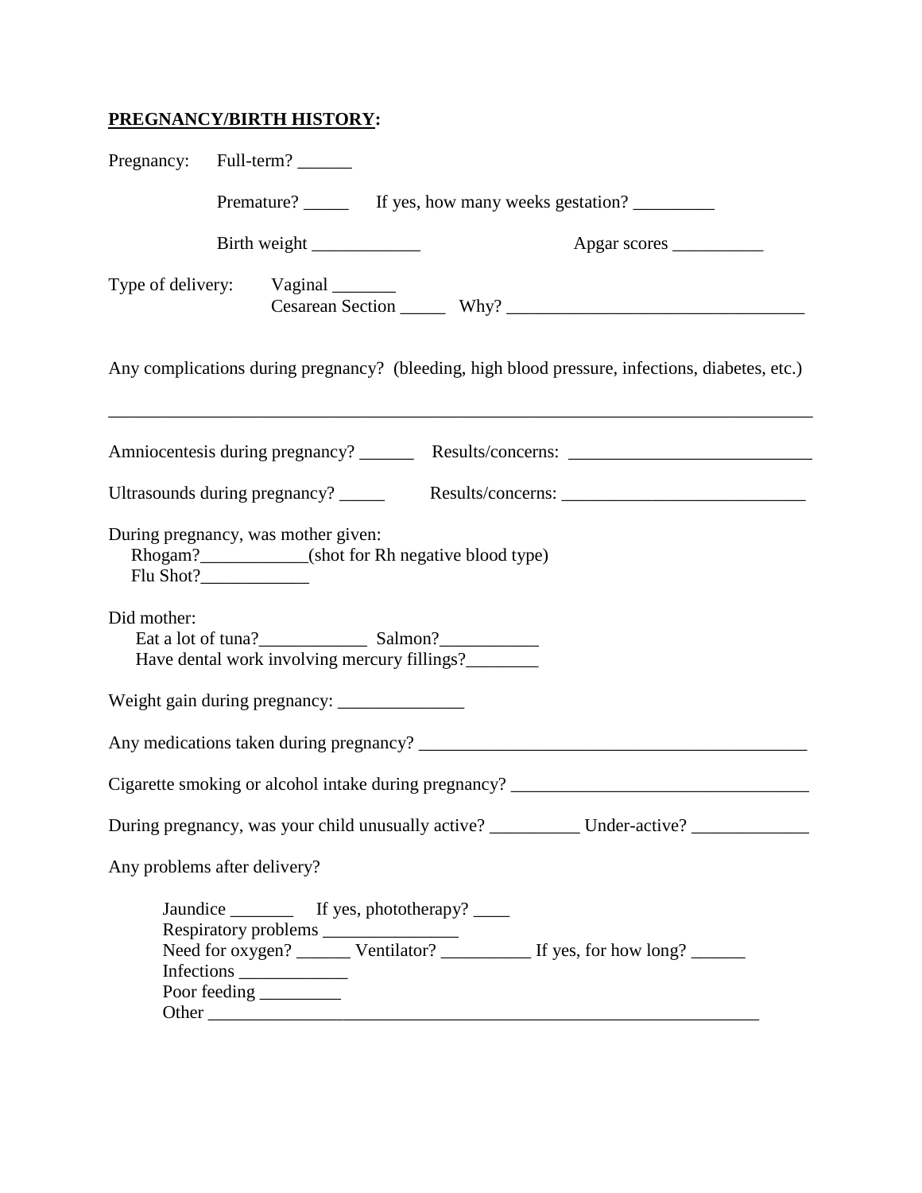**PREGNANCY/BIRTH HISTORY:**

Pregnancy: Full-term? ______

Premature? _____ If yes, how many weeks gestation? _________

Birth weight ____________ Apgar scores __________

Type of delivery: Vaginal _______
Cesarean Section _____ Why? _________________________________

Any complications during pregnancy? (bleeding, high blood pressure, infections, diabetes, etc.)

_______________________________________________________________________________

Amniocentesis during pregnancy? ______ Results/concerns: ___________________________

Ultrasounds during pregnancy? _____ Results/concerns: ___________________________

During pregnancy, was mother given:
Rhogam?____________(shot for Rh negative blood type)
Flu Shot?____________

Did mother:
Eat a lot of tuna?____________ Salmon?___________
Have dental work involving mercury fillings?________

Weight gain during pregnancy: ______________

Any medications taken during pregnancy? ____________________________________________

Cigarette smoking or alcohol intake during pregnancy? _________________________________

During pregnancy, was your child unusually active? __________ Under-active? _____________

Any problems after delivery?

Jaundice _______ If yes, phototherapy? ____
Respiratory problems _______________
Need for oxygen? ______ Ventilator? __________ If yes, for how long? ______
Infections ____________
Poor feeding _________
Other ______________________________________________________________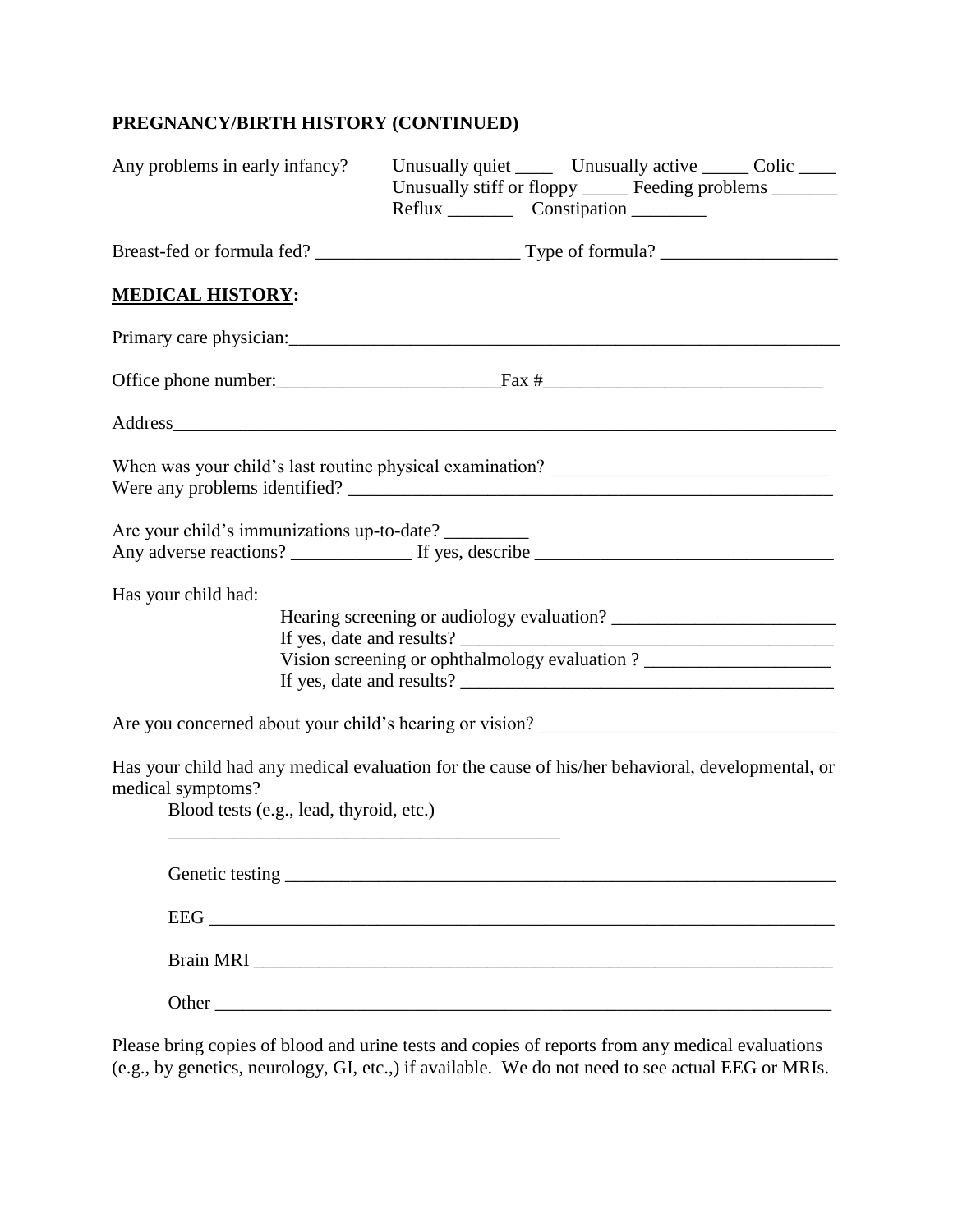**PREGNANCY/BIRTH HISTORY (CONTINUED)**

Any problems in early infancy? Unusually quiet ____ Unusually active _____ Colic ____
Unusually stiff or floppy _____ Feeding problems _______
Reflux _______ Constipation ________

Breast-fed or formula fed? _____________________ Type of formula? __________________

**MEDICAL HISTORY:**

Primary care physician:_____________________________________________________________

Office phone number:_______________________Fax #_____________________________

Address_________________________________________________________________________

When was your child's last routine physical examination? _____________________________
Were any problems identified? ______________________________________________________

Are your child's immunizations up-to-date? _________
Any adverse reactions? _____________ If yes, describe _______________________________

Has your child had:

- Hearing screening or audiology evaluation? ________________________
- If yes, date and results? _______________________________________
- Vision screening or ophthalmology evaluation ? ____________________
- If yes, date and results? _______________________________________

Are you concerned about your child's hearing or vision? _______________________________

Has your child had any medical evaluation for the cause of his/her behavioral, developmental, or medical symptoms?

- Blood tests (e.g., lead, thyroid, etc.) ___________________________________________
- Genetic testing _________________________________________________________________
- EEG ______________________________________________________________________
- Brain MRI __________________________________________________________________
- Other _____________________________________________________________________

Please bring copies of blood and urine tests and copies of reports from any medical evaluations (e.g., by genetics, neurology, GI, etc.,) if available. We do not need to see actual EEG or MRIs.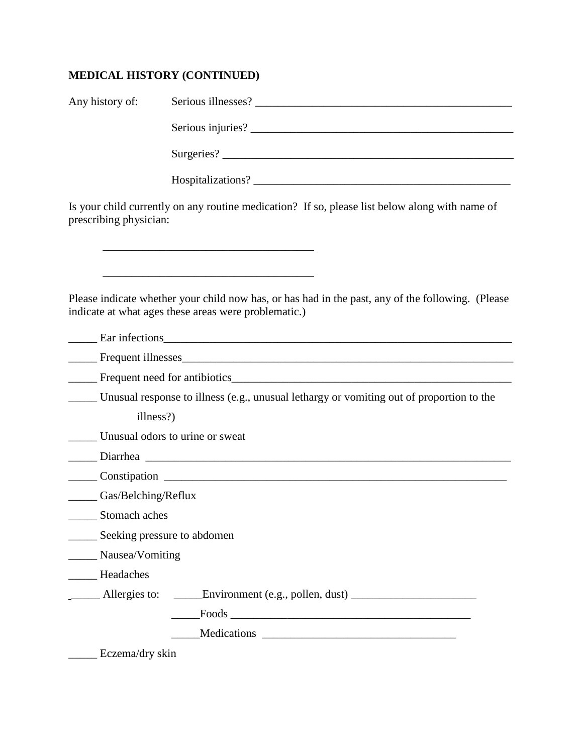**MEDICAL HISTORY (CONTINUED)**

Any history of:

Serious illnesses? _______________________________________________

Serious injuries? ________________________________________________

Surgeries? _____________________________________________________

Hospitalizations? _______________________________________________

Is your child currently on any routine medication? If so, please list below along with name of prescribing physician:

_____________________________________

_____________________________________

Please indicate whether your child now has, or has had in the past, any of the following. (Please indicate at what ages these areas were problematic.)

_____ Ear infections_______________________________________________________________

_____ Frequent illnesses____________________________________________________________

_____ Frequent need for antibiotics__________________________________________________

_____ Unusual response to illness (e.g., unusual lethargy or vomiting out of proportion to the illness?)

_____ Unusual odors to urine or sweat

_____ Diarrhea _________________________________________________________________

_____ Constipation _____________________________________________________________

_____ Gas/Belching/Reflux

_____ Stomach aches

_____ Seeking pressure to abdomen

_____ Nausea/Vomiting

_____ Headaches

_____ Allergies to: _____Environment (e.g., pollen, dust) ______________________

_____Foods __________________________________________

_____Medications _________________________________

_____ Eczema/dry skin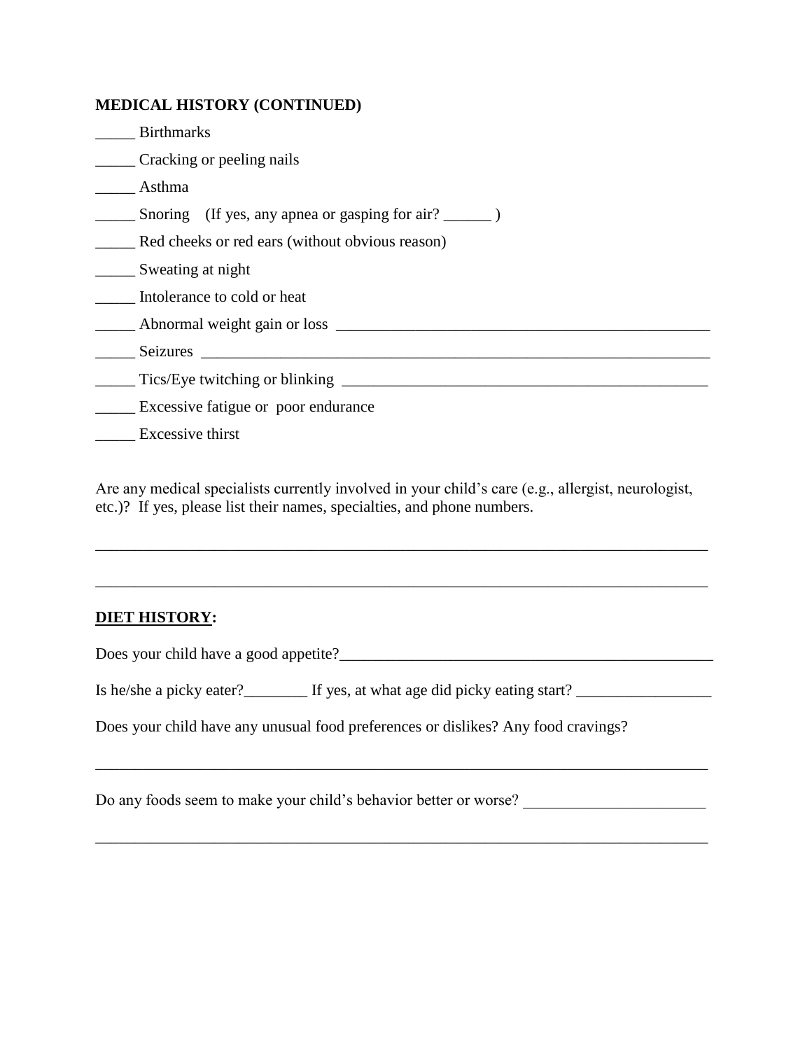**MEDICAL HISTORY (CONTINUED)**

_____ Birthmarks

_____ Cracking or peeling nails

_____ Asthma

_____ Snoring (If yes, any apnea or gasping for air? ______ )

_____ Red cheeks or red ears (without obvious reason)

_____ Sweating at night

_____ Intolerance to cold or heat

_____ Abnormal weight gain or loss _______________________________________________

_____ Seizures ______________________________________________________________

_____ Tics/Eye twitching or blinking _______________________________________________

_____ Excessive fatigue or poor endurance

_____ Excessive thirst

Are any medical specialists currently involved in your child's care (e.g., allergist, neurologist, etc.)? If yes, please list their names, specialties, and phone numbers.

_____________________________________________________________________________

_____________________________________________________________________________

**<u>DIET HISTORY</u>:**

Does your child have a good appetite?_______________________________________________

Is he/she a picky eater?________ If yes, at what age did picky eating start? _________________

Does your child have any unusual food preferences or dislikes? Any food cravings?

_____________________________________________________________________________

Do any foods seem to make your child's behavior better or worse? _______________________

_____________________________________________________________________________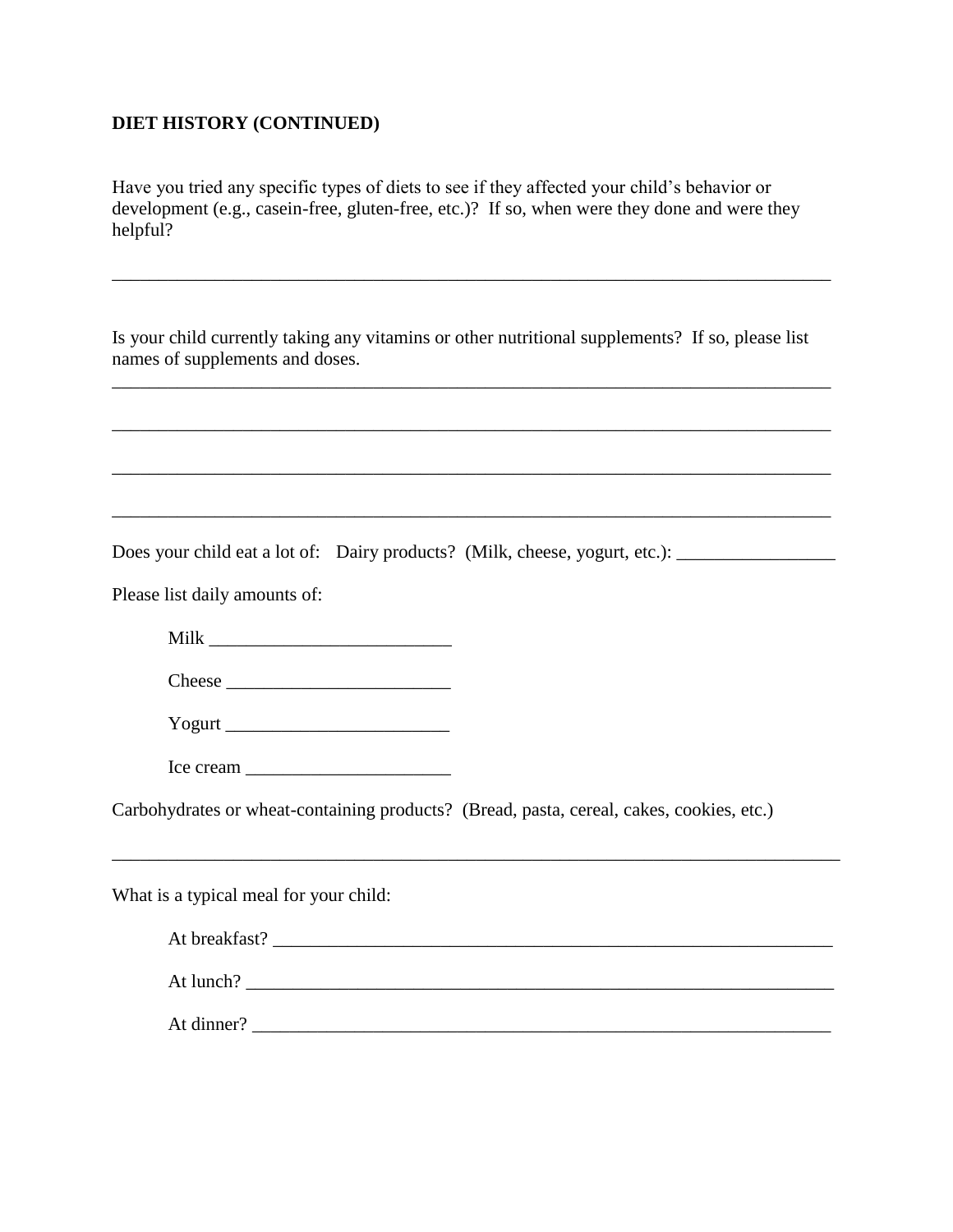**DIET HISTORY (CONTINUED)**

Have you tried any specific types of diets to see if they affected your child's behavior or development (e.g., casein-free, gluten-free, etc.)? If so, when were they done and were they helpful?

________________________________________________________________________________

Is your child currently taking any vitamins or other nutritional supplements? If so, please list names of supplements and doses.

________________________________________________________________________________

________________________________________________________________________________

________________________________________________________________________________

________________________________________________________________________________

Does your child eat a lot of: Dairy products? (Milk, cheese, yogurt, etc.): _________________

Please list daily amounts of:

Milk __________________________

Cheese ________________________

Yogurt ________________________

Ice cream ______________________

Carbohydrates or wheat-containing products? (Bread, pasta, cereal, cakes, cookies, etc.)

________________________________________________________________________________

What is a typical meal for your child:

At breakfast? ________________________________________________________________

At lunch? ___________________________________________________________________

At dinner? __________________________________________________________________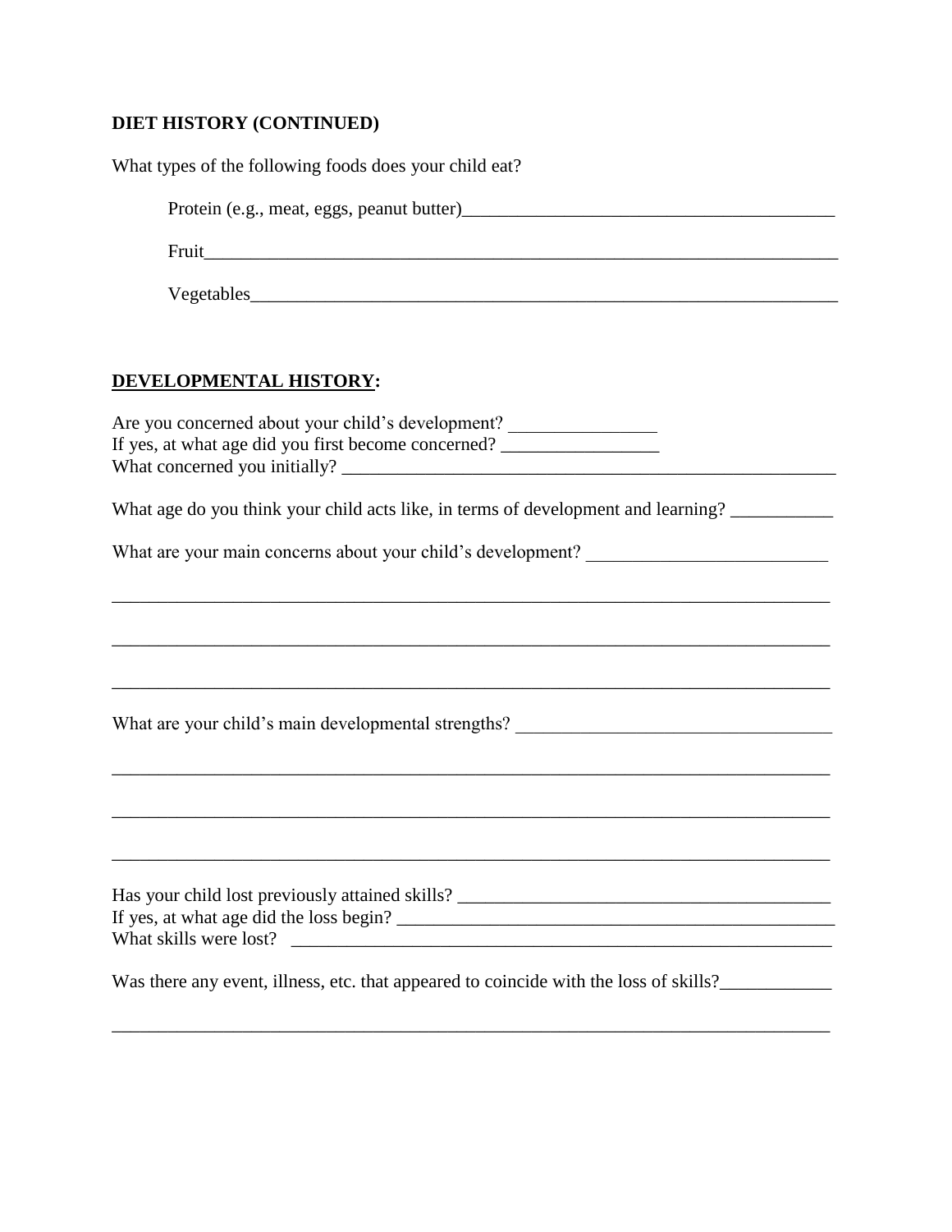**DIET HISTORY (CONTINUED)**

What types of the following foods does your child eat?

Protein (e.g., meat, eggs, peanut butter)________________________________________

Fruit______________________________________________________________________

Vegetables__________________________________________________________________

**<u>DEVELOPMENTAL HISTORY</u>:**

Are you concerned about your child's development? ________________
If yes, at what age did you first become concerned? _________________
What concerned you initially? __________________________________________________

What age do you think your child acts like, in terms of development and learning? ___________

What are your main concerns about your child's development? __________________________

________________________________________________________________________________

________________________________________________________________________________

________________________________________________________________________________

What are your child's main developmental strengths? __________________________________

________________________________________________________________________________

________________________________________________________________________________

________________________________________________________________________________

Has your child lost previously attained skills? _________________________________________
If yes, at what age did the loss begin? _____________________________________________
What skills were lost? ___________________________________________________________

Was there any event, illness, etc. that appeared to coincide with the loss of skills?____________

________________________________________________________________________________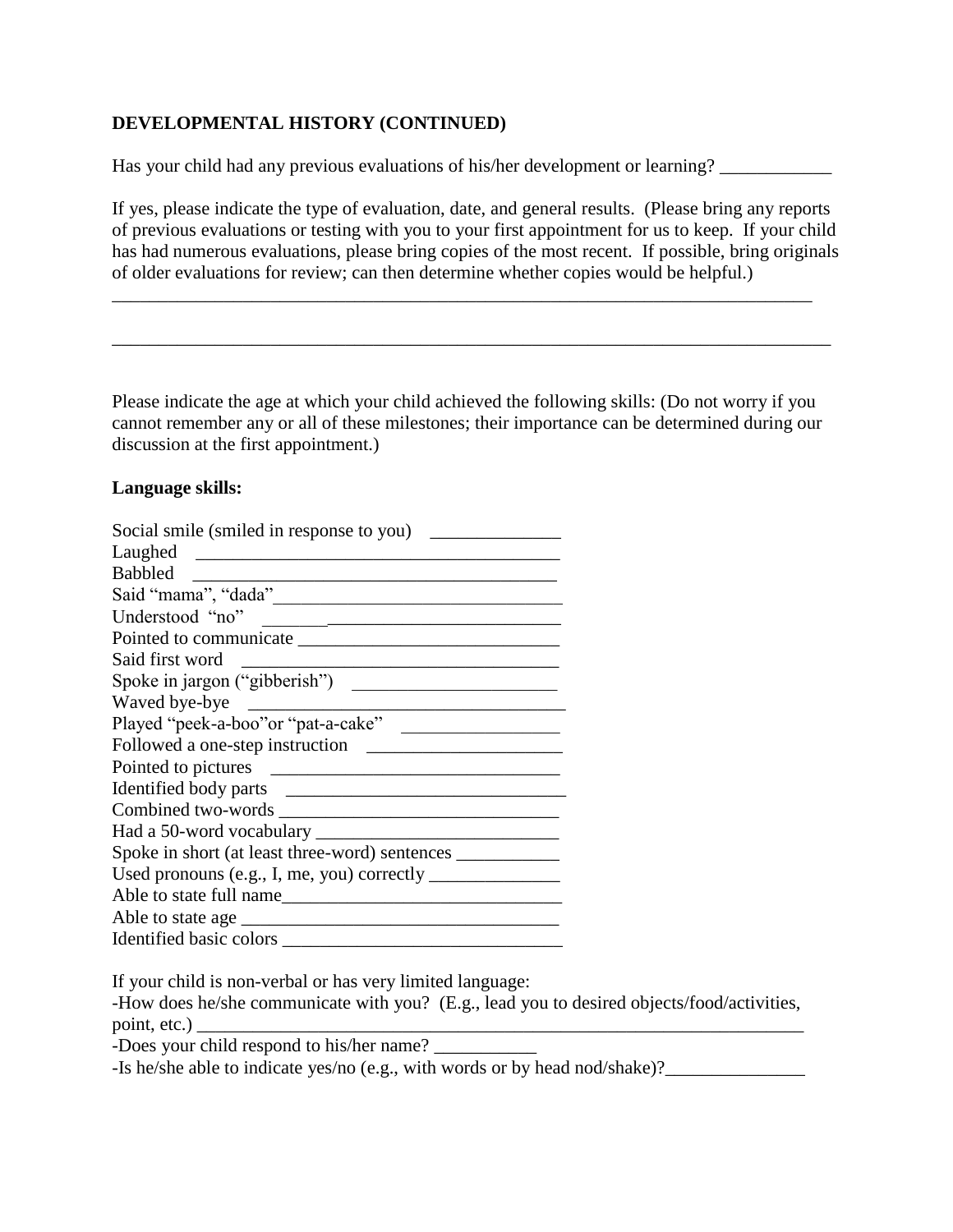**DEVELOPMENTAL HISTORY (CONTINUED)**

Has your child had any previous evaluations of his/her development or learning? ____________

If yes, please indicate the type of evaluation, date, and general results. (Please bring any reports of previous evaluations or testing with you to your first appointment for us to keep. If your child has had numerous evaluations, please bring copies of the most recent. If possible, bring originals of older evaluations for review; can then determine whether copies would be helpful.)

_______________________________________________________________________________

_______________________________________________________________________________

Please indicate the age at which your child achieved the following skills: (Do not worry if you cannot remember any or all of these milestones; their importance can be determined during our discussion at the first appointment.)

**Language skills:**

Social smile (smiled in response to you) ______________  
Laughed _______________________________________  
Babbled _______________________________________  
Said "mama", "dada"_______________________________  
Understood "no" _________________________________  
Pointed to communicate ____________________________  
Said first word ________________________________  
Spoke in jargon ("gibberish") ______________________  
Waved bye-bye _________________________________  
Played "peek-a-boo"or "pat-a-cake" _________________  
Followed a one-step instruction _____________________  
Pointed to pictures ______________________________  
Identified body parts ______________________________  
Combined two-words ______________________________  
Had a 50-word vocabulary __________________________  
Spoke in short (at least three-word) sentences ___________  
Used pronouns (e.g., I, me, you) correctly ______________  
Able to state full name_____________________________  
Able to state age ________________________________  
Identified basic colors ______________________________

If your child is non-verbal or has very limited language:  
-How does he/she communicate with you? (E.g., lead you to desired objects/food/activities, point, etc.) _____________________________________________________________________  
-Does your child respond to his/her name? ___________  
-Is he/she able to indicate yes/no (e.g., with words or by head nod/shake)?_______________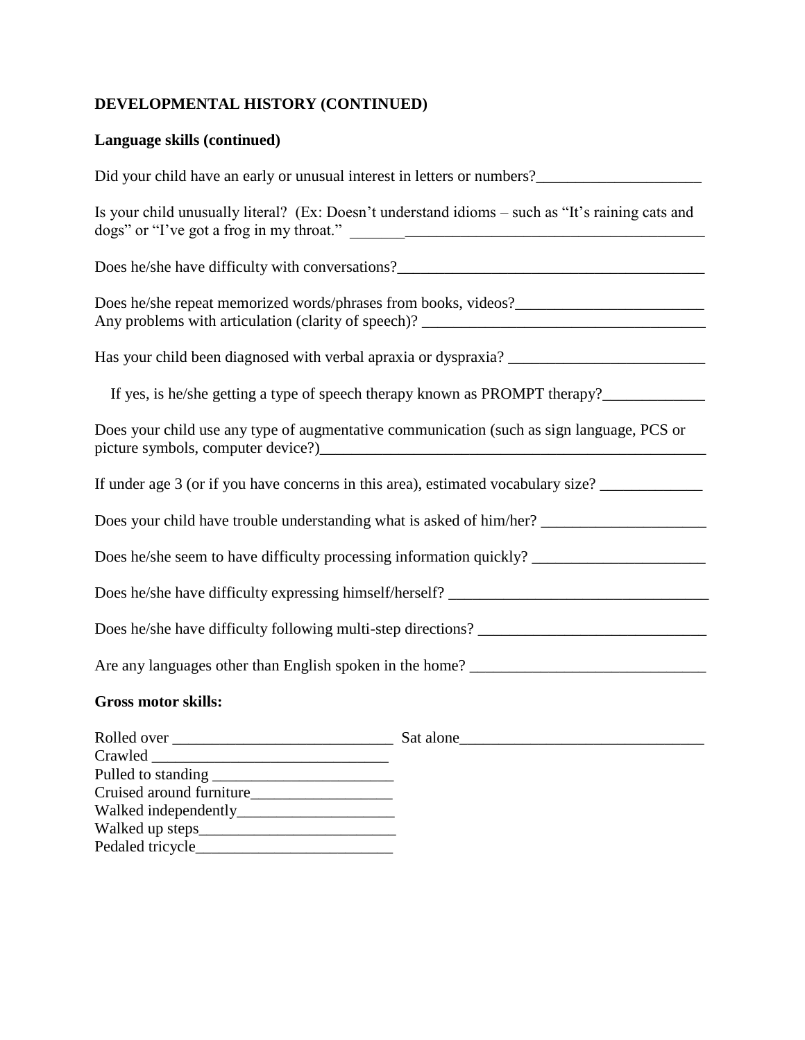## DEVELOPMENTAL HISTORY (CONTINUED)

### Language skills (continued)

Did your child have an early or unusual interest in letters or numbers?_____________________

Is your child unusually literal? (Ex: Doesn't understand idioms – such as "It's raining cats and dogs" or "I've got a frog in my throat." _______________________________________________

Does he/she have difficulty with conversations?_______________________________________

Does he/she repeat memorized words/phrases from books, videos?________________________
Any problems with articulation (clarity of speech)? ____________________________________

Has your child been diagnosed with verbal apraxia or dyspraxia? _________________________

If yes, is he/she getting a type of speech therapy known as PROMPT therapy?_____________

Does your child use any type of augmentative communication (such as sign language, PCS or picture symbols, computer device?)___________________________________________________

If under age 3 (or if you have concerns in this area), estimated vocabulary size? _____________

Does your child have trouble understanding what is asked of him/her? _____________________

Does he/she seem to have difficulty processing information quickly? ______________________

Does he/she have difficulty expressing himself/herself? _________________________________

Does he/she have difficulty following multi-step directions? _____________________________

Are any languages other than English spoken in the home? ______________________________

### Gross motor skills:

Rolled over ____________________________ Sat alone_______________________________
Crawled ______________________________
Pulled to standing _______________________
Cruised around furniture__________________
Walked independently____________________
Walked up steps_________________________
Pedaled tricycle_________________________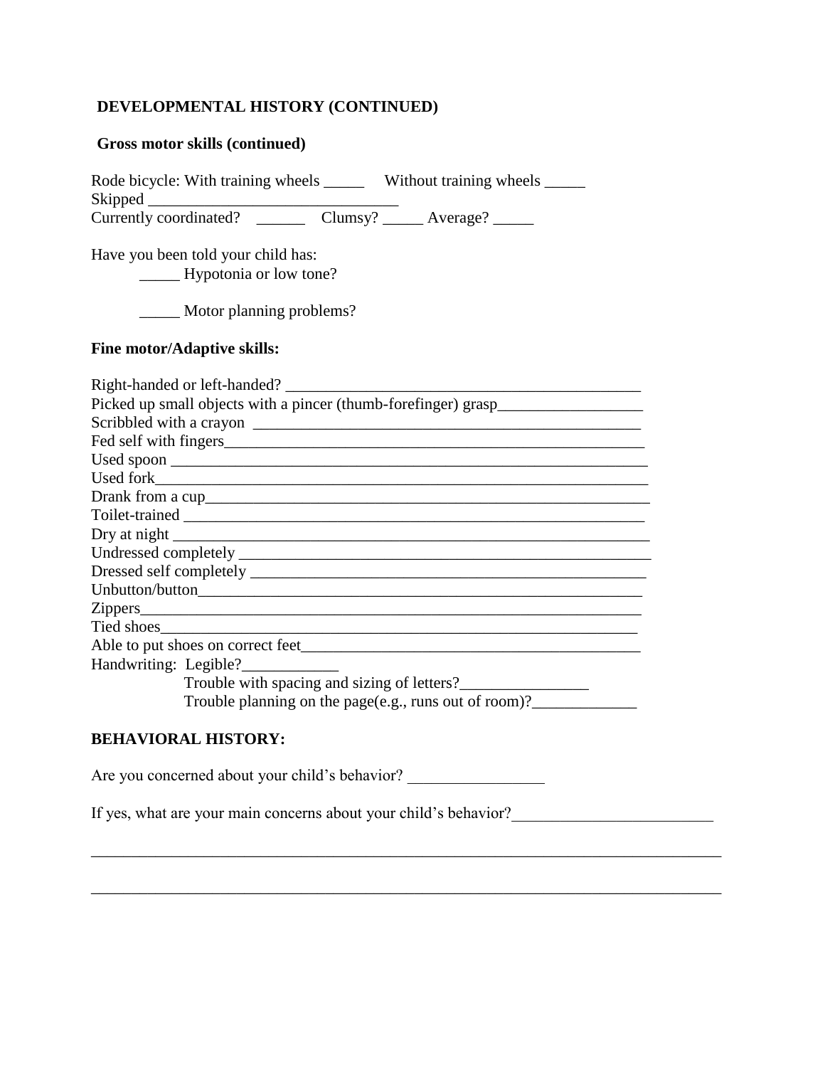## DEVELOPMENTAL HISTORY (CONTINUED)

### Gross motor skills (continued)

Rode bicycle: With training wheels _____ Without training wheels _____
Skipped _______________________________
Currently coordinated? ______ Clumsy? _____ Average? _____

Have you been told your child has:

_____ Hypotonia or low tone?

_____ Motor planning problems?

### Fine motor/Adaptive skills:

Right-handed or left-handed? ____________________________________________
Picked up small objects with a pincer (thumb-forefinger) grasp__________________
Scribbled with a crayon _________________________________________________
Fed self with fingers_____________________________________________________
Used spoon ____________________________________________________________
Used fork______________________________________________________________
Drank from a cup_________________________________________________________
Toilet-trained ___________________________________________________________
Dry at night ____________________________________________________________
Undressed completely _____________________________________________________
Dressed self completely ___________________________________________________
Unbutton/button__________________________________________________________
Zippers_________________________________________________________________
Tied shoes______________________________________________________________
Able to put shoes on correct feet___________________________________________
Handwriting: Legible?____________

Trouble with spacing and sizing of letters?________________

Trouble planning on the page(e.g., runs out of room)?_____________

## BEHAVIORAL HISTORY:

Are you concerned about your child's behavior? _________________

If yes, what are your main concerns about your child's behavior?_________________________

_______________________________________________________________________________

_______________________________________________________________________________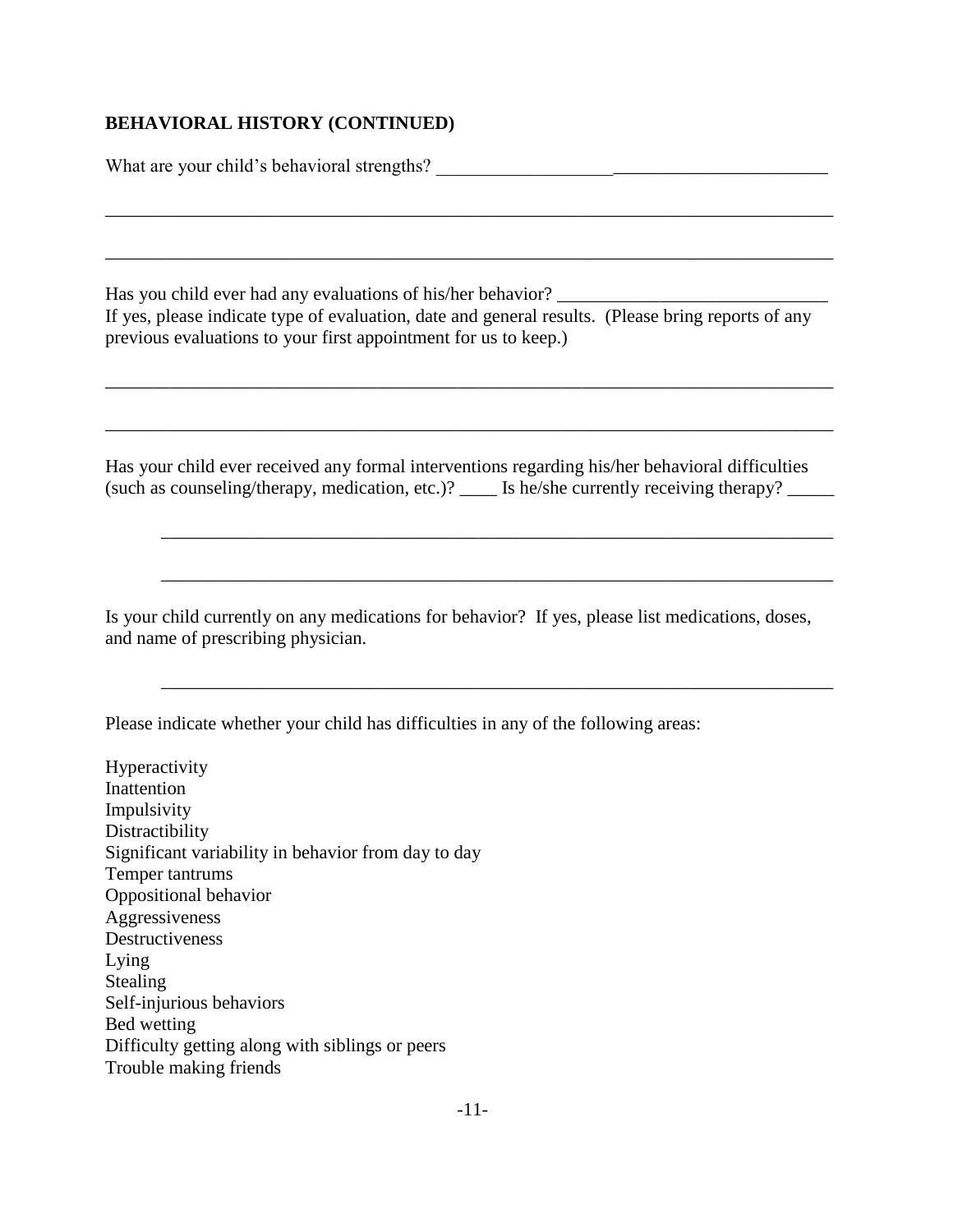**BEHAVIORAL HISTORY (CONTINUED)**

What are your child's behavioral strengths? ___________________________________________

______________________________________________________________________________

______________________________________________________________________________

Has you child ever had any evaluations of his/her behavior? _____________________________
If yes, please indicate type of evaluation, date and general results. (Please bring reports of any previous evaluations to your first appointment for us to keep.)

______________________________________________________________________________

______________________________________________________________________________

Has your child ever received any formal interventions regarding his/her behavioral difficulties (such as counseling/therapy, medication, etc.)? ____ Is he/she currently receiving therapy? _____

__________________________________________________________________________

__________________________________________________________________________

Is your child currently on any medications for behavior? If yes, please list medications, doses, and name of prescribing physician.

__________________________________________________________________________

Please indicate whether your child has difficulties in any of the following areas:

Hyperactivity
Inattention
Impulsivity
Distractibility
Significant variability in behavior from day to day
Temper tantrums
Oppositional behavior
Aggressiveness
Destructiveness
Lying
Stealing
Self-injurious behaviors
Bed wetting
Difficulty getting along with siblings or peers
Trouble making friends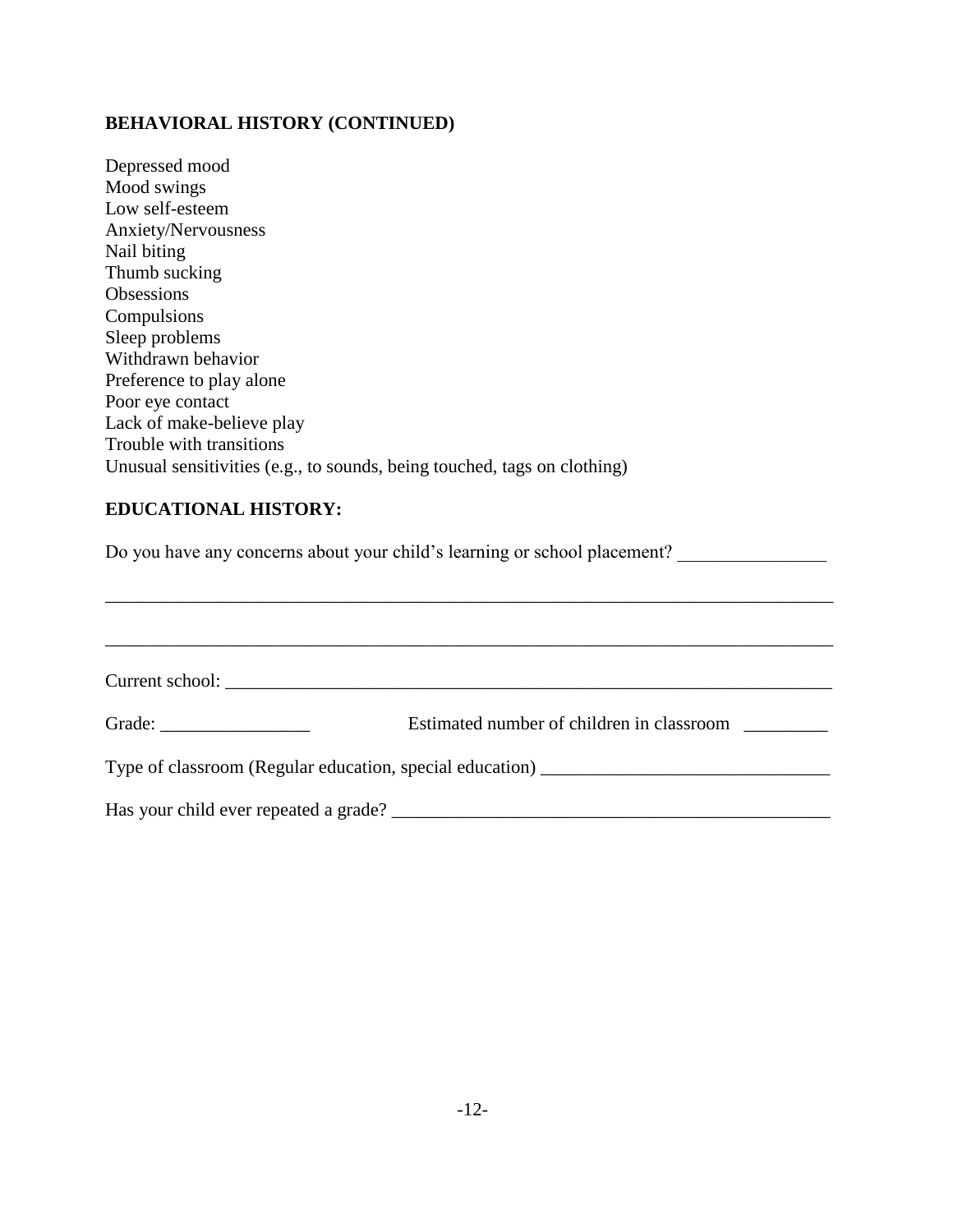**BEHAVIORAL HISTORY (CONTINUED)**

Depressed mood
Mood swings
Low self-esteem
Anxiety/Nervousness
Nail biting
Thumb sucking
Obsessions
Compulsions
Sleep problems
Withdrawn behavior
Preference to play alone
Poor eye contact
Lack of make-believe play
Trouble with transitions
Unusual sensitivities (e.g., to sounds, being touched, tags on clothing)

**EDUCATIONAL HISTORY:**

Do you have any concerns about your child's learning or school placement? ________________

________________________________________________________________________________

________________________________________________________________________________

Current school: ____________________________________________________________________

Grade: ________________ Estimated number of children in classroom _________

Type of classroom (Regular education, special education) _______________________________

Has your child ever repeated a grade? ________________________________________________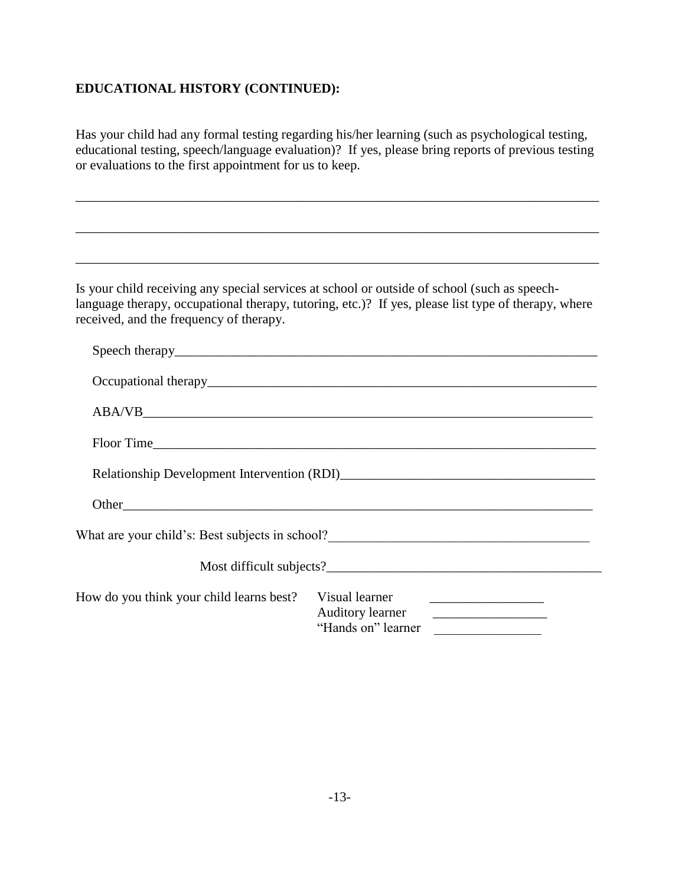**EDUCATIONAL HISTORY (CONTINUED):**

Has your child had any formal testing regarding his/her learning (such as psychological testing, educational testing, speech/language evaluation)? If yes, please bring reports of previous testing or evaluations to the first appointment for us to keep.

_______________________________________________________________________________

_______________________________________________________________________________

_______________________________________________________________________________

Is your child receiving any special services at school or outside of school (such as speech-language therapy, occupational therapy, tutoring, etc.)? If yes, please list type of therapy, where received, and the frequency of therapy.

Speech therapy_______________________________________________________________

Occupational therapy__________________________________________________________

ABA/VB____________________________________________________________________

Floor Time__________________________________________________________________

Relationship Development Intervention (RDI)_____________________________________

Other______________________________________________________________________

What are your child's: Best subjects in school?________________________________________

Most difficult subjects?_________________________________________

How do you think your child learns best?

Visual learner ________________

Auditory learner ________________

"Hands on" learner ________________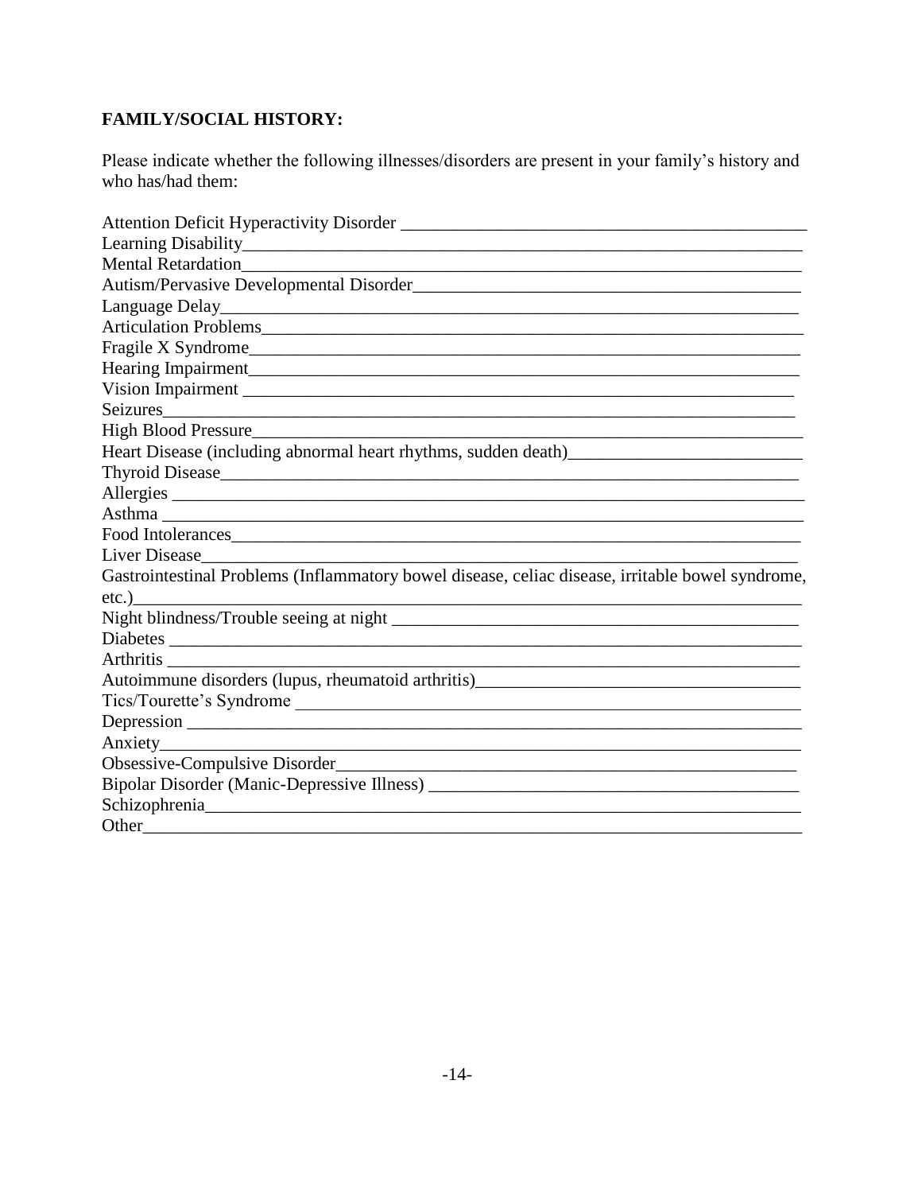**FAMILY/SOCIAL HISTORY:**

Please indicate whether the following illnesses/disorders are present in your family's history and who has/had them:

Attention Deficit Hyperactivity Disorder ______________________________________________
Learning Disability_______________________________________________________________
Mental Retardation_______________________________________________________________
Autism/Pervasive Developmental Disorder____________________________________________
Language Delay_________________________________________________________________
Articulation Problems_____________________________________________________________
Fragile X Syndrome______________________________________________________________
Hearing Impairment______________________________________________________________
Vision Impairment _______________________________________________________________
Seizures_______________________________________________________________________
High Blood Pressure______________________________________________________________
Heart Disease (including abnormal heart rhythms, sudden death)__________________________
Thyroid Disease_________________________________________________________________
Allergies _______________________________________________________________________
Asthma ________________________________________________________________________
Food Intolerances________________________________________________________________
Liver Disease____________________________________________________________________
Gastrointestinal Problems (Inflammatory bowel disease, celiac disease, irritable bowel syndrome, etc.)_________________________________________________________________________
Night blindness/Trouble seeing at night ______________________________________________
Diabetes _______________________________________________________________________
Arthritis _______________________________________________________________________
Autoimmune disorders (lupus, rheumatoid arthritis)____________________________________
Tics/Tourette's Syndrome _________________________________________________________
Depression _____________________________________________________________________
Anxiety________________________________________________________________________
Obsessive-Compulsive Disorder____________________________________________________
Bipolar Disorder (Manic-Depressive Illness) __________________________________________
Schizophrenia___________________________________________________________________
Other__________________________________________________________________________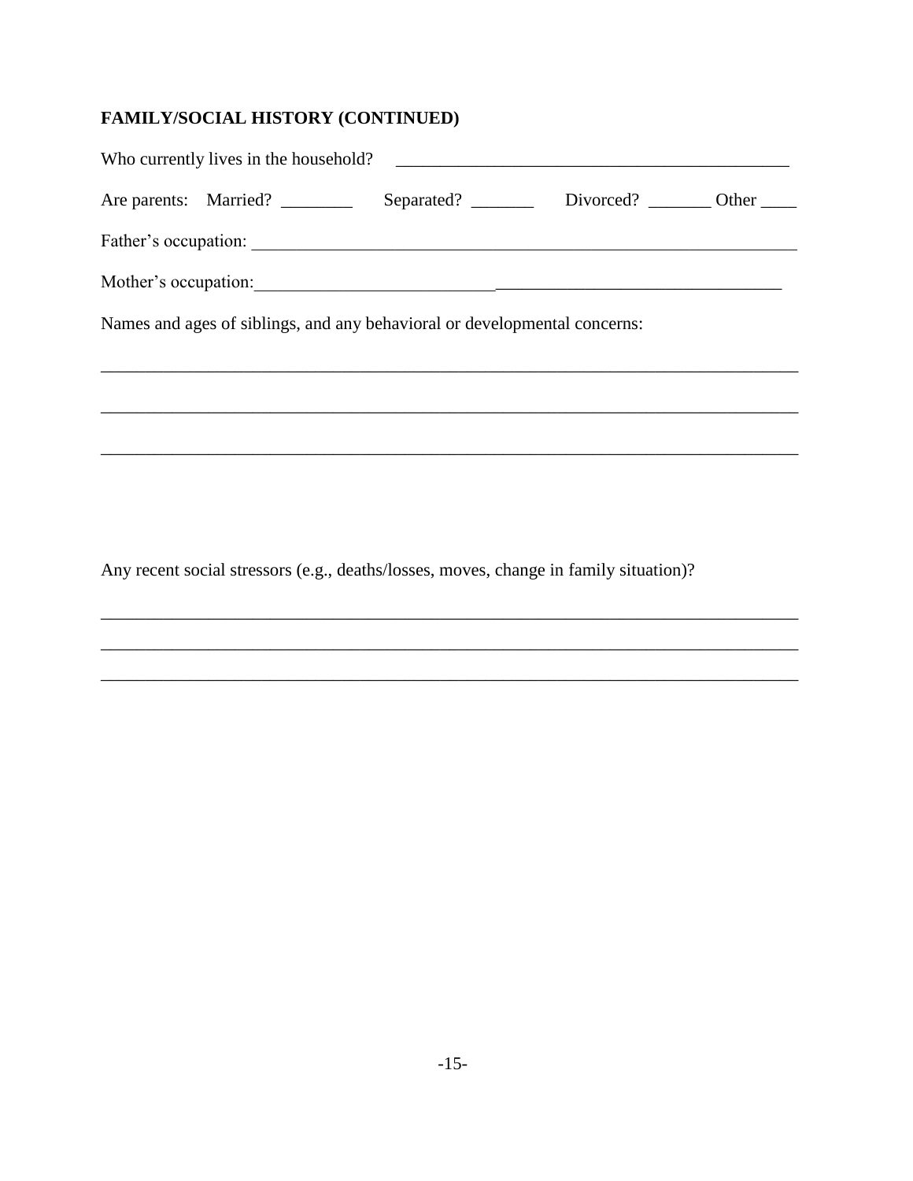**FAMILY/SOCIAL HISTORY (CONTINUED)**

Who currently lives in the household? ____________________________________________

Are parents: Married? ________ Separated? _______ Divorced? _______ Other ____

Father's occupation: ____________________________________________________________

Mother's occupation: ____________________________________________________________

Names and ages of siblings, and any behavioral or developmental concerns:

________________________________________________________________________________

________________________________________________________________________________

________________________________________________________________________________

Any recent social stressors (e.g., deaths/losses, moves, change in family situation)?

________________________________________________________________________________

________________________________________________________________________________

________________________________________________________________________________